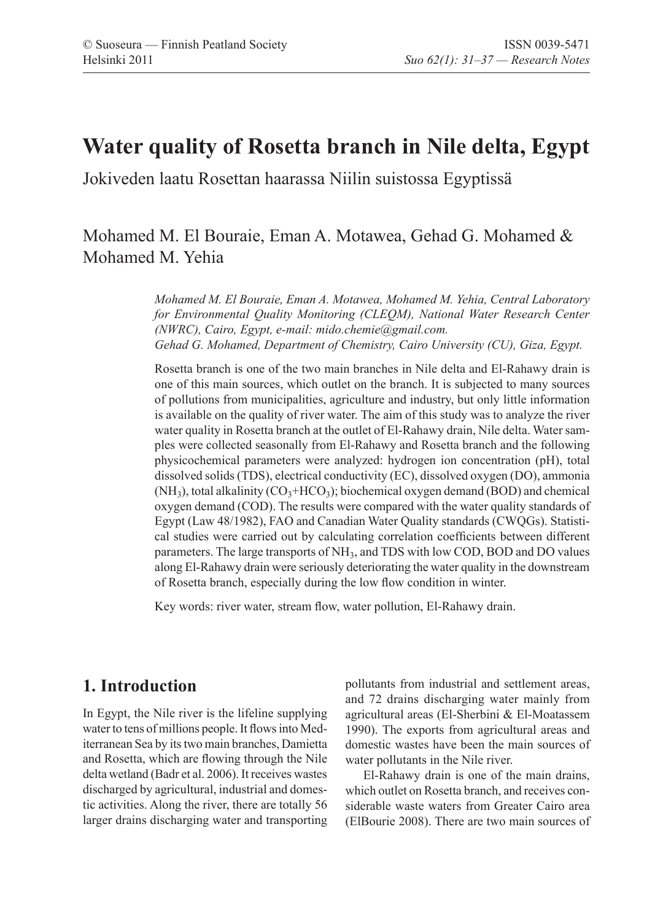# Water quality of Rosetta branch in Nile delta, Egypt

Jokiveden laatu Rosettan haarassa Niilin suistossa Egyptissä

Mohamed M. El Bouraie, Eman A. Motawea, Gehad G. Mohamed & Mohamed M. Yehia

*Mohamed M. El Bouraie, Eman A. Motawea, Mohamed M. Yehia, Central Laboratory for Environmental Quality Monitoring (CLEQM), National Water Research Center (NWRC), Cairo, Egypt, e-mail: mido.chemie@gmail.com.*
*Gehad G. Mohamed, Department of Chemistry, Cairo University (CU), Giza, Egypt.*

Rosetta branch is one of the two main branches in Nile delta and El-Rahawy drain is one of this main sources, which outlet on the branch. It is subjected to many sources of pollutions from municipalities, agriculture and industry, but only little information is available on the quality of river water. The aim of this study was to analyze the river water quality in Rosetta branch at the outlet of El-Rahawy drain, Nile delta. Water samples were collected seasonally from El-Rahawy and Rosetta branch and the following physicochemical parameters were analyzed: hydrogen ion concentration (pH), total dissolved solids (TDS), electrical conductivity (EC), dissolved oxygen (DO), ammonia ($NH_3$), total alkalinity ($CO_3$+$HCO_3$); biochemical oxygen demand (BOD) and chemical oxygen demand (COD). The results were compared with the water quality standards of Egypt (Law 48/1982), FAO and Canadian Water Quality standards (CWQGs). Statistical studies were carried out by calculating correlation coefficients between different parameters. The large transports of $NH_3$, and TDS with low COD, BOD and DO values along El-Rahawy drain were seriously deteriorating the water quality in the downstream of Rosetta branch, especially during the low flow condition in winter.

Key words: river water, stream flow, water pollution, El-Rahawy drain.

## 1. Introduction

In Egypt, the Nile river is the lifeline supplying water to tens of millions people. It flows into Mediterranean Sea by its two main branches, Damietta and Rosetta, which are flowing through the Nile delta wetland (Badr et al. 2006). It receives wastes discharged by agricultural, industrial and domestic activities. Along the river, there are totally 56 larger drains discharging water and transporting pollutants from industrial and settlement areas, and 72 drains discharging water mainly from agricultural areas (El-Sherbini & El-Moatassem 1990). The exports from agricultural areas and domestic wastes have been the main sources of water pollutants in the Nile river.

El-Rahawy drain is one of the main drains, which outlet on Rosetta branch, and receives considerable waste waters from Greater Cairo area (ElBourie 2008). There are two main sources of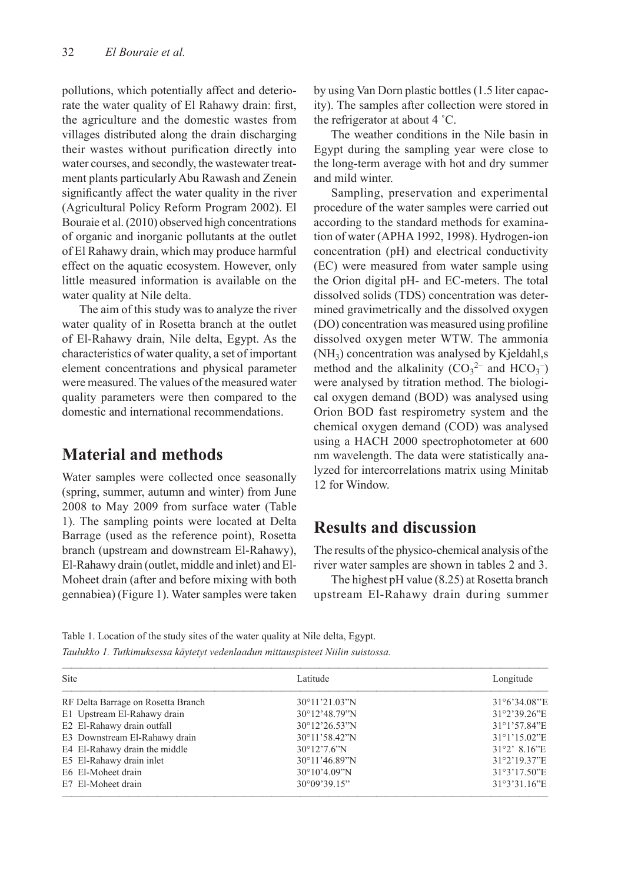pollutions, which potentially affect and deteriorate the water quality of El Rahawy drain: first, the agriculture and the domestic wastes from villages distributed along the drain discharging their wastes without purification directly into water courses, and secondly, the wastewater treatment plants particularly Abu Rawash and Zenein significantly affect the water quality in the river (Agricultural Policy Reform Program 2002). El Bouraie et al. (2010) observed high concentrations of organic and inorganic pollutants at the outlet of El Rahawy drain, which may produce harmful effect on the aquatic ecosystem. However, only little measured information is available on the water quality at Nile delta.

The aim of this study was to analyze the river water quality of in Rosetta branch at the outlet of El-Rahawy drain, Nile delta, Egypt. As the characteristics of water quality, a set of important element concentrations and physical parameter were measured. The values of the measured water quality parameters were then compared to the domestic and international recommendations.

## Material and methods

Water samples were collected once seasonally (spring, summer, autumn and winter) from June 2008 to May 2009 from surface water (Table 1). The sampling points were located at Delta Barrage (used as the reference point), Rosetta branch (upstream and downstream El-Rahawy), El-Rahawy drain (outlet, middle and inlet) and El-Moheet drain (after and before mixing with both gennabiea) (Figure 1). Water samples were taken by using Van Dorn plastic bottles (1.5 liter capacity). The samples after collection were stored in the refrigerator at about 4 ˚C.

The weather conditions in the Nile basin in Egypt during the sampling year were close to the long-term average with hot and dry summer and mild winter.

Sampling, preservation and experimental procedure of the water samples were carried out according to the standard methods for examination of water (APHA 1992, 1998). Hydrogen-ion concentration (pH) and electrical conductivity (EC) were measured from water sample using the Orion digital pH- and EC-meters. The total dissolved solids (TDS) concentration was determined gravimetrically and the dissolved oxygen (DO) concentration was measured using profiline dissolved oxygen meter WTW. The ammonia ($NH_3$) concentration was analysed by Kjeldahl,s method and the alkalinity ($CO_3^{2-}$ and $HCO_3^-$) were analysed by titration method. The biological oxygen demand (BOD) was analysed using Orion BOD fast respirometry system and the chemical oxygen demand (COD) was analysed using a HACH 2000 spectrophotometer at 600 nm wavelength. The data were statistically analyzed for intercorrelations matrix using Minitab 12 for Window.

## Results and discussion

The results of the physico-chemical analysis of the river water samples are shown in tables 2 and 3.

The highest pH value (8.25) at Rosetta branch upstream El-Rahawy drain during summer

Table 1. Location of the study sites of the water quality at Nile delta, Egypt.

*Taulukko 1. Tutkimuksessa käytetyt vedenlaadun mittauspisteet Niilin suistossa.*

| Site | Latitude | Longitude |
|---|---|---|
| RF Delta Barrage on Rosetta Branch | 30°11'21.03"N | 31°6'34.08"E |
| E1 Upstream El-Rahawy drain | 30°12'48.79"N | 31°2'39.26"E |
| E2 El-Rahawy drain outfall | 30°12'26.53"N | 31°1'57.84"E |
| E3 Downstream El-Rahawy drain | 30°11'58.42"N | 31°1'15.02"E |
| E4 El-Rahawy drain the middle | 30°12'7.6"N | 31°2' 8.16"E |
| E5 El-Rahawy drain inlet | 30°11'46.89"N | 31°2'19.37"E |
| E6 El-Moheet drain | 30°10'4.09"N | 31°3'17.50"E |
| E7 El-Moheet drain | 30°09'39.15" | 31°3'31.16"E |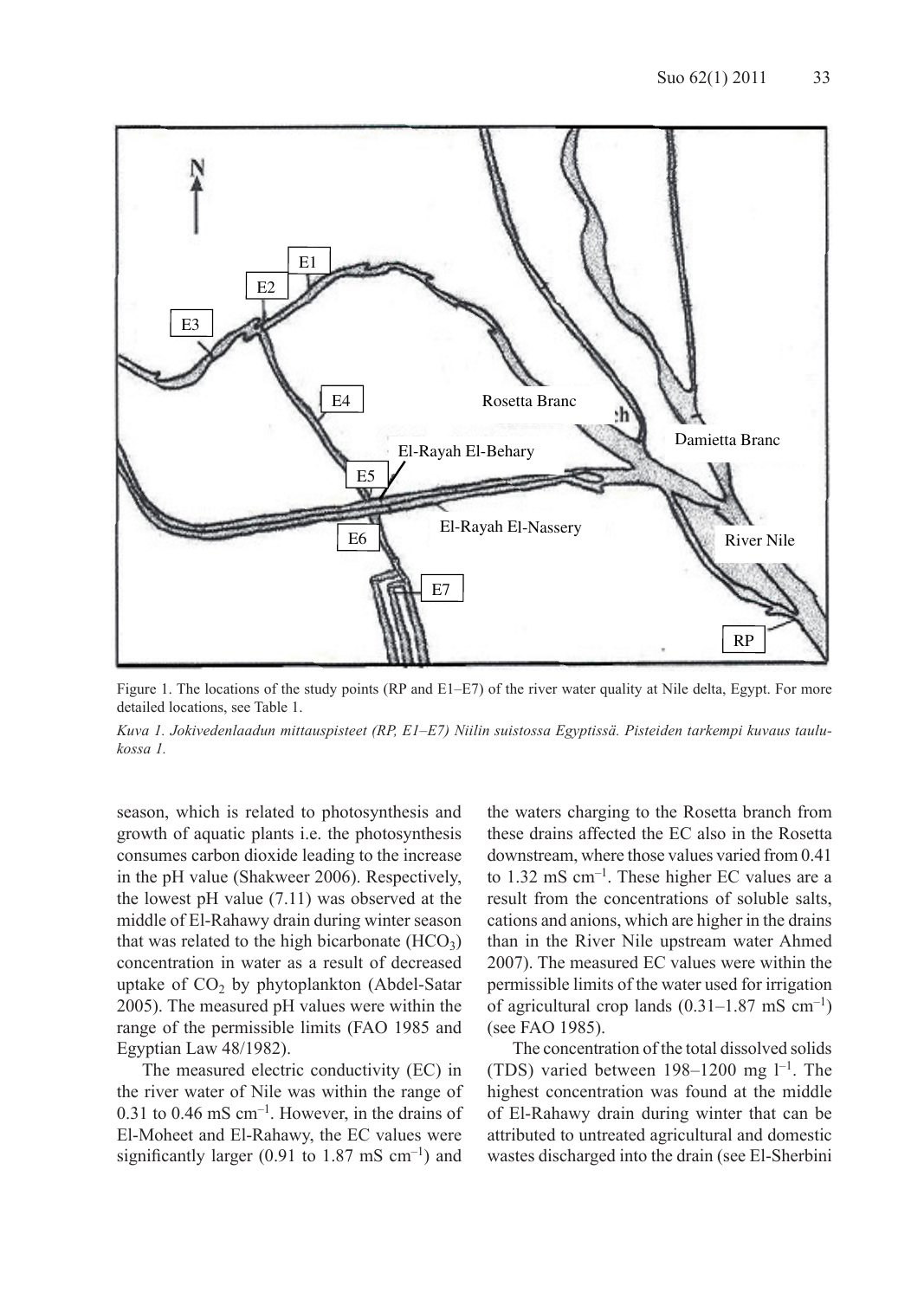Figure 1. The locations of the study points (RP and E1–E7) of the river water quality at Nile delta, Egypt. For more detailed locations, see Table 1.

*Kuva 1. Jokivedenlaadun mittauspisteet (RP, E1–E7) Niilin suistossa Egyptissä. Pisteiden tarkempi kuvaus taulukossa 1.*

season, which is related to photosynthesis and growth of aquatic plants i.e. the photosynthesis consumes carbon dioxide leading to the increase in the pH value (Shakweer 2006). Respectively, the lowest pH value (7.11) was observed at the middle of El-Rahawy drain during winter season that was related to the high bicarbonate ($HCO_3$) concentration in water as a result of decreased uptake of $CO_2$ by phytoplankton (Abdel-Satar 2005). The measured pH values were within the range of the permissible limits (FAO 1985 and Egyptian Law 48/1982).

The measured electric conductivity (EC) in the river water of Nile was within the range of 0.31 to 0.46 mS cm$^{-1}$. However, in the drains of El-Moheet and El-Rahawy, the EC values were significantly larger (0.91 to 1.87 mS cm$^{-1}$) and the waters charging to the Rosetta branch from these drains affected the EC also in the Rosetta downstream, where those values varied from 0.41 to 1.32 mS cm$^{-1}$. These higher EC values are a result from the concentrations of soluble salts, cations and anions, which are higher in the drains than in the River Nile upstream water Ahmed 2007). The measured EC values were within the permissible limits of the water used for irrigation of agricultural crop lands (0.31–1.87 mS cm$^{-1}$) (see FAO 1985).

The concentration of the total dissolved solids (TDS) varied between 198–1200 mg l$^{-1}$. The highest concentration was found at the middle of El-Rahawy drain during winter that can be attributed to untreated agricultural and domestic wastes discharged into the drain (see El-Sherbini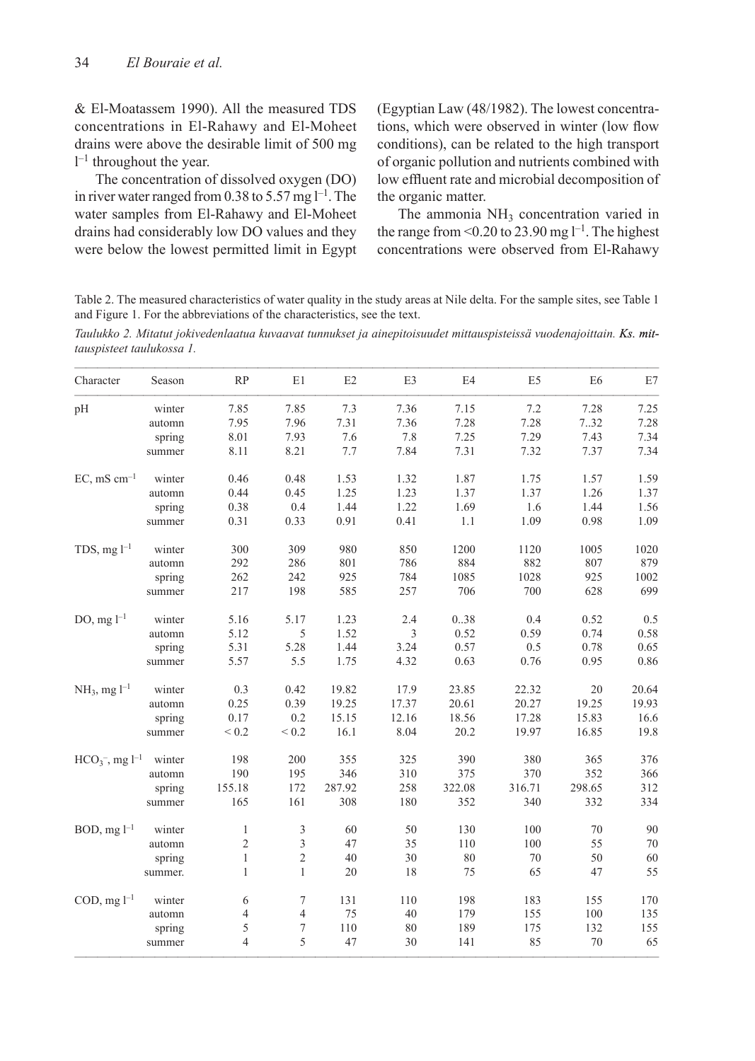& El-Moatassem 1990). All the measured TDS concentrations in El-Rahawy and El-Moheet drains were above the desirable limit of 500 mg $l^{-1}$ throughout the year.

The concentration of dissolved oxygen (DO) in river water ranged from 0.38 to 5.57 mg $l^{-1}$. The water samples from El-Rahawy and El-Moheet drains had considerably low DO values and they were below the lowest permitted limit in Egypt (Egyptian Law (48/1982). The lowest concentrations, which were observed in winter (low flow conditions), can be related to the high transport of organic pollution and nutrients combined with low effluent rate and microbial decomposition of the organic matter.

The ammonia $NH_3$ concentration varied in the range from <0.20 to 23.90 mg $l^{-1}$. The highest concentrations were observed from El-Rahawy

Table 2. The measured characteristics of water quality in the study areas at Nile delta. For the sample sites, see Table 1 and Figure 1. For the abbreviations of the characteristics, see the text.

*Taulukko 2. Mitatut jokivedenlaatua kuvaavat tunnukset ja ainepitoisuudet mittauspisteissä vuodenajoittain.* ***Ks. mittauspisteet taulukossa 1.***

| Character | Season | RP | E1 | E2 | E3 | E4 | E5 | E6 | E7 |
|---|---|---|---|---|---|---|---|---|---|
| pH | winter | 7.85 | 7.85 | 7.3 | 7.36 | 7.15 | 7.2 | 7.28 | 7.25 |
| | automn | 7.95 | 7.96 | 7.31 | 7.36 | 7.28 | 7.28 | 7..32 | 7.28 |
| | spring | 8.01 | 7.93 | 7.6 | 7.8 | 7.25 | 7.29 | 7.43 | 7.34 |
| | summer | 8.11 | 8.21 | 7.7 | 7.84 | 7.31 | 7.32 | 7.37 | 7.34 |
| EC, mS $cm^{-1}$ | winter | 0.46 | 0.48 | 1.53 | 1.32 | 1.87 | 1.75 | 1.57 | 1.59 |
| | automn | 0.44 | 0.45 | 1.25 | 1.23 | 1.37 | 1.37 | 1.26 | 1.37 |
| | spring | 0.38 | 0.4 | 1.44 | 1.22 | 1.69 | 1.6 | 1.44 | 1.56 |
| | summer | 0.31 | 0.33 | 0.91 | 0.41 | 1.1 | 1.09 | 0.98 | 1.09 |
| TDS, mg $l^{-1}$ | winter | 300 | 309 | 980 | 850 | 1200 | 1120 | 1005 | 1020 |
| | automn | 292 | 286 | 801 | 786 | 884 | 882 | 807 | 879 |
| | spring | 262 | 242 | 925 | 784 | 1085 | 1028 | 925 | 1002 |
| | summer | 217 | 198 | 585 | 257 | 706 | 700 | 628 | 699 |
| DO, mg $l^{-1}$ | winter | 5.16 | 5.17 | 1.23 | 2.4 | 0..38 | 0.4 | 0.52 | 0.5 |
| | automn | 5.12 | 5 | 1.52 | 3 | 0.52 | 0.59 | 0.74 | 0.58 |
| | spring | 5.31 | 5.28 | 1.44 | 3.24 | 0.57 | 0.5 | 0.78 | 0.65 |
| | summer | 5.57 | 5.5 | 1.75 | 4.32 | 0.63 | 0.76 | 0.95 | 0.86 |
| $NH_3$, mg $l^{-1}$ | winter | 0.3 | 0.42 | 19.82 | 17.9 | 23.85 | 22.32 | 20 | 20.64 |
| | automn | 0.25 | 0.39 | 19.25 | 17.37 | 20.61 | 20.27 | 19.25 | 19.93 |
| | spring | 0.17 | 0.2 | 15.15 | 12.16 | 18.56 | 17.28 | 15.83 | 16.6 |
| | summer | < 0.2 | < 0.2 | 16.1 | 8.04 | 20.2 | 19.97 | 16.85 | 19.8 |
| $HCO_3^-$, mg $l^{-1}$ | winter | 198 | 200 | 355 | 325 | 390 | 380 | 365 | 376 |
| | automn | 190 | 195 | 346 | 310 | 375 | 370 | 352 | 366 |
| | spring | 155.18 | 172 | 287.92 | 258 | 322.08 | 316.71 | 298.65 | 312 |
| | summer | 165 | 161 | 308 | 180 | 352 | 340 | 332 | 334 |
| BOD, mg $l^{-1}$ | winter | 1 | 3 | 60 | 50 | 130 | 100 | 70 | 90 |
| | automn | 2 | 3 | 47 | 35 | 110 | 100 | 55 | 70 |
| | spring | 1 | 2 | 40 | 30 | 80 | 70 | 50 | 60 |
| | summer. | 1 | 1 | 20 | 18 | 75 | 65 | 47 | 55 |
| COD, mg $l^{-1}$ | winter | 6 | 7 | 131 | 110 | 198 | 183 | 155 | 170 |
| | automn | 4 | 4 | 75 | 40 | 179 | 155 | 100 | 135 |
| | spring | 5 | 7 | 110 | 80 | 189 | 175 | 132 | 155 |
| | summer | 4 | 5 | 47 | 30 | 141 | 85 | 70 | 65 |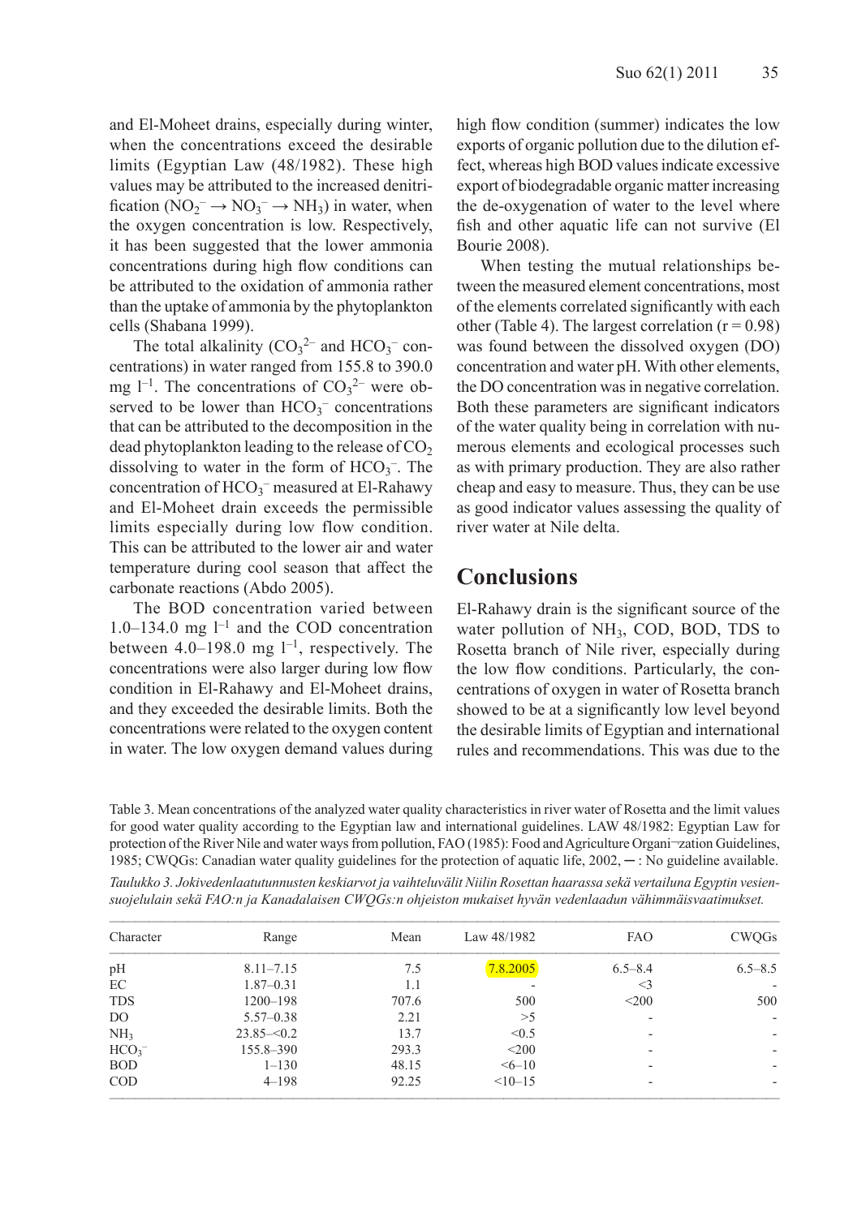and El-Moheet drains, especially during winter, when the concentrations exceed the desirable limits (Egyptian Law (48/1982). These high values may be attributed to the increased denitrification ($NO_2^- \rightarrow NO_3^- \rightarrow NH_3$) in water, when the oxygen concentration is low. Respectively, it has been suggested that the lower ammonia concentrations during high flow conditions can be attributed to the oxidation of ammonia rather than the uptake of ammonia by the phytoplankton cells (Shabana 1999).

The total alkalinity ($CO_3^{2-}$ and $HCO_3^-$ concentrations) in water ranged from 155.8 to 390.0 mg $l^{-1}$. The concentrations of $CO_3^{2-}$ were observed to be lower than $HCO_3^-$ concentrations that can be attributed to the decomposition in the dead phytoplankton leading to the release of $CO_2$ dissolving to water in the form of $HCO_3^-$. The concentration of $HCO_3^-$ measured at El-Rahawy and El-Moheet drain exceeds the permissible limits especially during low flow condition. This can be attributed to the lower air and water temperature during cool season that affect the carbonate reactions (Abdo 2005).

The BOD concentration varied between 1.0–134.0 mg $l^{-1}$ and the COD concentration between 4.0–198.0 mg $l^{-1}$, respectively. The concentrations were also larger during low flow condition in El-Rahawy and El-Moheet drains, and they exceeded the desirable limits. Both the concentrations were related to the oxygen content in water. The low oxygen demand values during high flow condition (summer) indicates the low exports of organic pollution due to the dilution effect, whereas high BOD values indicate excessive export of biodegradable organic matter increasing the de-oxygenation of water to the level where fish and other aquatic life can not survive (El Bourie 2008).

When testing the mutual relationships between the measured element concentrations, most of the elements correlated significantly with each other (Table 4). The largest correlation ($r = 0.98$) was found between the dissolved oxygen (DO) concentration and water pH. With other elements, the DO concentration was in negative correlation. Both these parameters are significant indicators of the water quality being in correlation with numerous elements and ecological processes such as with primary production. They are also rather cheap and easy to measure. Thus, they can be use as good indicator values assessing the quality of river water at Nile delta.

## Conclusions

El-Rahawy drain is the significant source of the water pollution of $NH_3$, COD, BOD, TDS to Rosetta branch of Nile river, especially during the low flow conditions. Particularly, the concentrations of oxygen in water of Rosetta branch showed to be at a significantly low level beyond the desirable limits of Egyptian and international rules and recommendations. This was due to the

Table 3. Mean concentrations of the analyzed water quality characteristics in river water of Rosetta and the limit values for good water quality according to the Egyptian law and international guidelines. LAW 48/1982: Egyptian Law for protection of the River Nile and water ways from pollution, FAO (1985): Food and Agriculture Organi¬zation Guidelines, 1985; CWQGs: Canadian water quality guidelines for the protection of aquatic life, 2002, — : No guideline available.

*Taulukko 3. Jokivedenlaatutunnusten keskiarvot ja vaihteluvälit Niilin Rosettan haarassa sekä vertailuna Egyptin vesiensuojelulain sekä FAO:n ja Kanadalaisen CWQGs:n ohjeiston mukaiset hyvän vedenlaadun vähimmäisvaatimukset.*

| Character | Range | Mean | Law 48/1982 | FAO | CWQGs |
|---|---|---|---|---|---|
| pH | 8.11–7.15 | 7.5 | 7.8.2005 | 6.5–8.4 | 6.5–8.5 |
| EC | 1.87–0.31 | 1.1 | - | <3 | - |
| TDS | 1200–198 | 707.6 | 500 | <200 | 500 |
| DO | 5.57–0.38 | 2.21 | >5 | - | - |
| $NH_3$ | 23.85–<0.2 | 13.7 | <0.5 | - | - |
| $HCO_3^-$ | 155.8–390 | 293.3 | <200 | - | - |
| BOD | 1–130 | 48.15 | <6–10 | - | - |
| COD | 4–198 | 92.25 | <10–15 | - | - |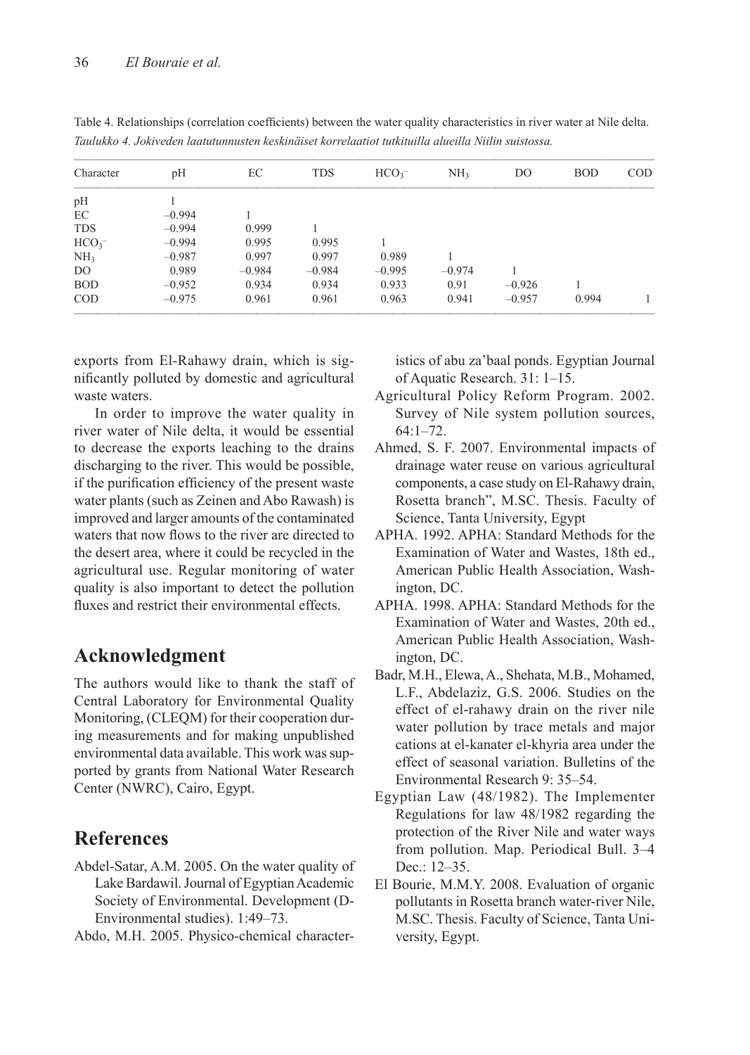Table 4. Relationships (correlation coefficients) between the water quality characteristics in river water at Nile delta.
*Taulukko 4. Jokiveden laatutunnusten keskinäiset korrelaatiot tutkituilla alueilla Niilin suistossa.*

| Character | pH | EC | TDS | $HCO_3^-$ | $NH_3$ | DO | BOD | COD |
|---|---|---|---|---|---|---|---|---|
| pH | 1 | | | | | | | |
| EC | –0.994 | 1 | | | | | | |
| TDS | –0.994 | 0.999 | 1 | | | | | |
| $HCO_3^-$ | –0.994 | 0.995 | 0.995 | 1 | | | | |
| $NH_3$ | –0.987 | 0.997 | 0.997 | 0.989 | 1 | | | |
| DO | 0.989 | –0.984 | –0.984 | –0.995 | –0.974 | 1 | | |
| BOD | –0.952 | 0.934 | 0.934 | 0.933 | 0.91 | –0.926 | 1 | |
| COD | –0.975 | 0.961 | 0.961 | 0.963 | 0.941 | –0.957 | 0.994 | 1 |

exports from El-Rahawy drain, which is significantly polluted by domestic and agricultural waste waters.

In order to improve the water quality in river water of Nile delta, it would be essential to decrease the exports leaching to the drains discharging to the river. This would be possible, if the purification efficiency of the present waste water plants (such as Zeinen and Abo Rawash) is improved and larger amounts of the contaminated waters that now flows to the river are directed to the desert area, where it could be recycled in the agricultural use. Regular monitoring of water quality is also important to detect the pollution fluxes and restrict their environmental effects.

## Acknowledgment

The authors would like to thank the staff of Central Laboratory for Environmental Quality Monitoring, (CLEQM) for their cooperation during measurements and for making unpublished environmental data available. This work was supported by grants from National Water Research Center (NWRC), Cairo, Egypt.

## References

Abdel-Satar, A.M. 2005. On the water quality of Lake Bardawil. Journal of Egyptian Academic Society of Environmental. Development (D-Environmental studies). 1:49–73.

Abdo, M.H. 2005. Physico-chemical characteristics of abu za'baal ponds. Egyptian Journal of Aquatic Research. 31: 1–15.

Agricultural Policy Reform Program. 2002. Survey of Nile system pollution sources, 64:1–72.

Ahmed, S. F. 2007. Environmental impacts of drainage water reuse on various agricultural components, a case study on El-Rahawy drain, Rosetta branch", M.SC. Thesis. Faculty of Science, Tanta University, Egypt

APHA. 1992. APHA: Standard Methods for the Examination of Water and Wastes, 18th ed., American Public Health Association, Washington, DC.

APHA. 1998. APHA: Standard Methods for the Examination of Water and Wastes, 20th ed., American Public Health Association, Washington, DC.

Badr, M.H., Elewa, A., Shehata, M.B., Mohamed, L.F., Abdelaziz, G.S. 2006. Studies on the effect of el-rahawy drain on the river nile water pollution by trace metals and major cations at el-kanater el-khyria area under the effect of seasonal variation. Bulletins of the Environmental Research 9: 35–54.

Egyptian Law (48/1982). The Implementer Regulations for law 48/1982 regarding the protection of the River Nile and water ways from pollution. Map. Periodical Bull. 3–4 Dec.: 12–35.

El Bourie, M.M.Y. 2008. Evaluation of organic pollutants in Rosetta branch water-river Nile, M.SC. Thesis. Faculty of Science, Tanta University, Egypt.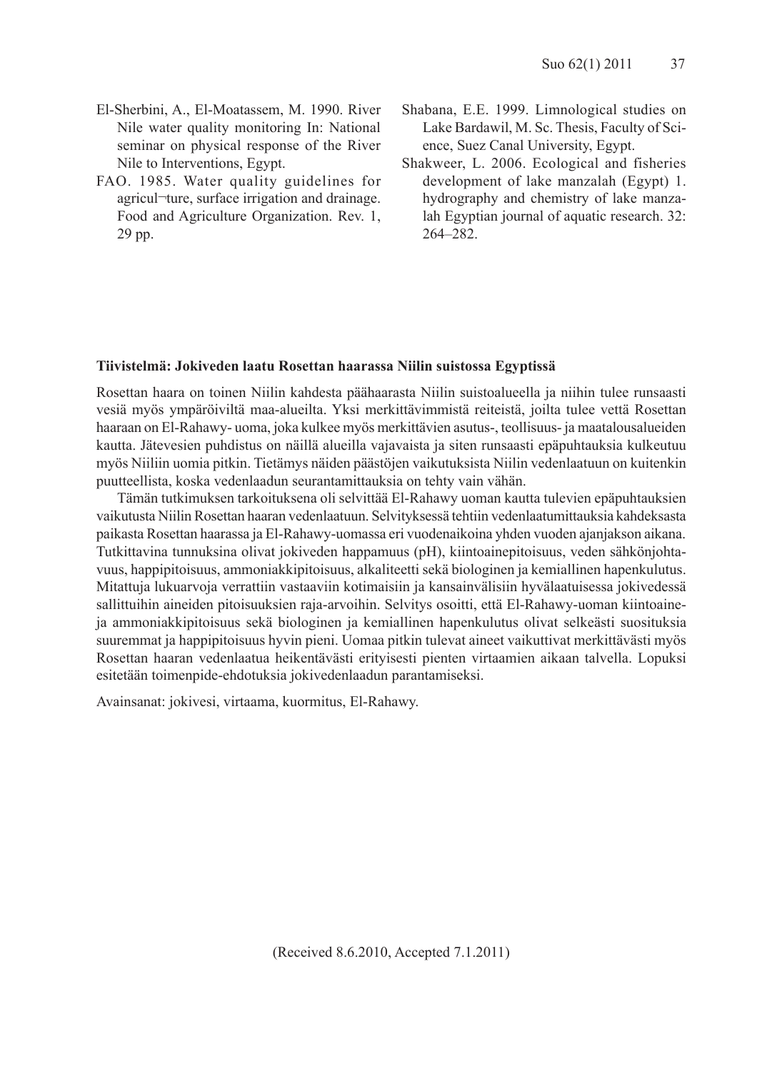El-Sherbini, A., El-Moatassem, M. 1990. River Nile water quality monitoring In: National seminar on physical response of the River Nile to Interventions, Egypt.

FAO. 1985. Water quality guidelines for agricul¬ture, surface irrigation and drainage. Food and Agriculture Organization. Rev. 1, 29 pp.

Shabana, E.E. 1999. Limnological studies on Lake Bardawil, M. Sc. Thesis, Faculty of Science, Suez Canal University, Egypt.

Shakweer, L. 2006. Ecological and fisheries development of lake manzalah (Egypt) 1. hydrography and chemistry of lake manzalah Egyptian journal of aquatic research. 32: 264–282.

**Tiivistelmä: Jokiveden laatu Rosettan haarassa Niilin suistossa Egyptissä**

Rosettan haara on toinen Niilin kahdesta päähaarasta Niilin suistoalueella ja niihin tulee runsaasti vesiä myös ympäröiviltä maa-alueilta. Yksi merkittävimmistä reiteistä, joilta tulee vettä Rosettan haaraan on El-Rahawy- uoma, joka kulkee myös merkittävien asutus-, teollisuus- ja maatalousalueiden kautta. Jätevesien puhdistus on näillä alueilla vajavaista ja siten runsaasti epäpuhtauksia kulkeutuu myös Niiliin uomia pitkin. Tietämys näiden päästöjen vaikutuksista Niilin vedenlaatuun on kuitenkin puutteellista, koska vedenlaadun seurantamittauksia on tehty vain vähän.

Tämän tutkimuksen tarkoituksena oli selvittää El-Rahawy uoman kautta tulevien epäpuhtauksien vaikutusta Niilin Rosettan haaran vedenlaatuun. Selvityksessä tehtiin vedenlaatumittauksia kahdeksasta paikasta Rosettan haarassa ja El-Rahawy-uomassa eri vuodenaikoina yhden vuoden ajanjakson aikana. Tutkittavina tunnuksina olivat jokiveden happamuus (pH), kiintoainepitoisuus, veden sähkönjohtavuus, happipitoisuus, ammoniakkipitoisuus, alkaliteetti sekä biologinen ja kemiallinen hapenkulutus. Mitattuja lukuarvoja verrattiin vastaaviin kotimaisiin ja kansainvälisiin hyvälaatuisessa jokivedessä sallittuihin aineiden pitoisuuksien raja-arvoihin. Selvitys osoitti, että El-Rahawy-uoman kiintoaine- ja ammoniakkipitoisuus sekä biologinen ja kemiallinen hapenkulutus olivat selkeästi suosituksia suuremmat ja happipitoisuus hyvin pieni. Uomaa pitkin tulevat aineet vaikuttivat merkittävästi myös Rosettan haaran vedenlaatua heikentävästi erityisesti pienten virtaamien aikaan talvella. Lopuksi esitetään toimenpide-ehdotuksia jokivedenlaadun parantamiseksi.

Avainsanat: jokivesi, virtaama, kuormitus, El-Rahawy.

(Received 8.6.2010, Accepted 7.1.2011)